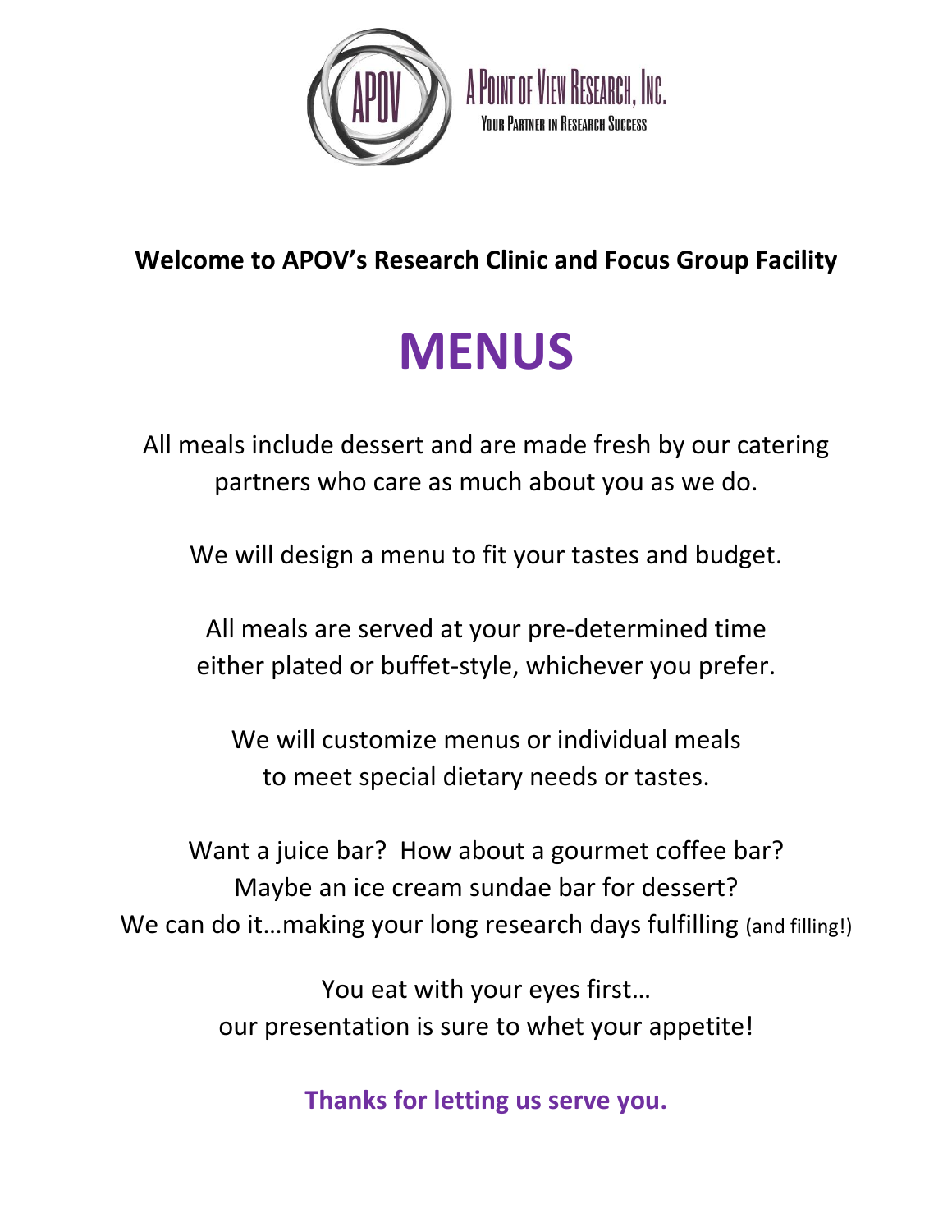A POINT OF VIEW RESEARCH, INC.

YOUR PARTNER IN RESEARCH SUCCESS

**Welcome to APOV's Research Clinic and Focus Group Facility**

# MENUS

All meals include dessert and are made fresh by our catering partners who care as much about you as we do.

We will design a menu to fit your tastes and budget.

All meals are served at your pre-determined time either plated or buffet-style, whichever you prefer.

We will customize menus or individual meals to meet special dietary needs or tastes.

Want a juice bar? How about a gourmet coffee bar?
Maybe an ice cream sundae bar for dessert?
We can do it…making your long research days fulfilling (and filling!)

You eat with your eyes first…
our presentation is sure to whet your appetite!

**Thanks for letting us serve you.**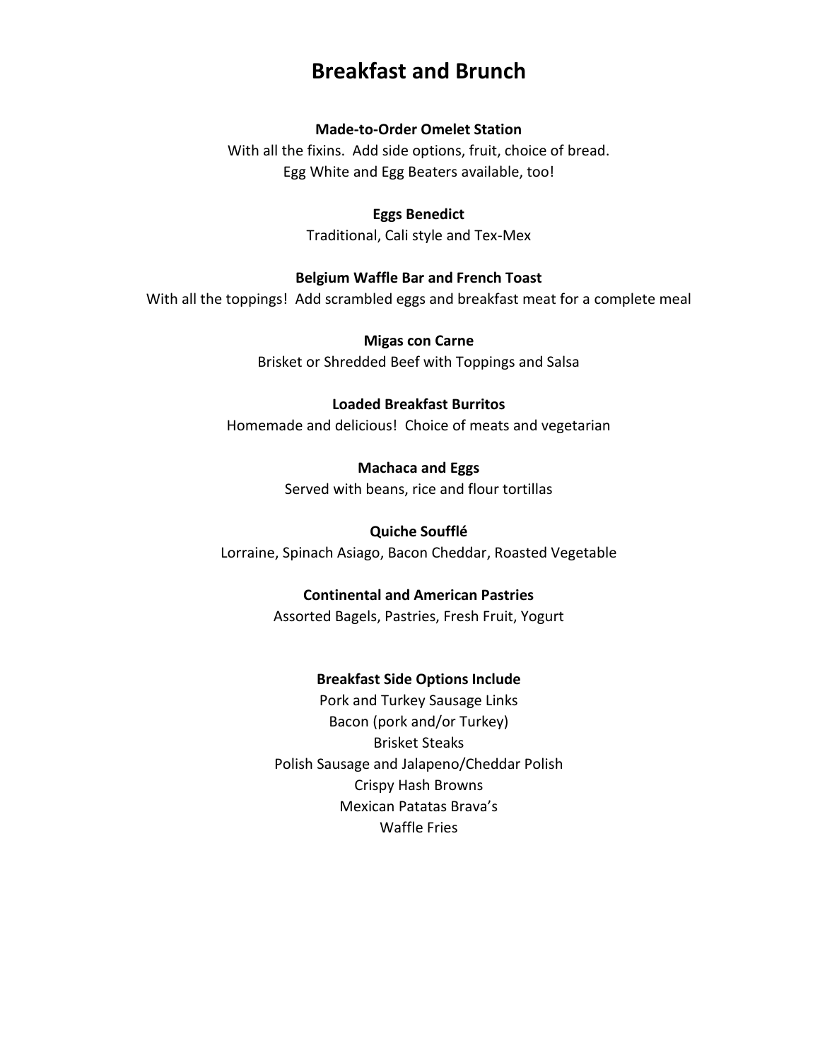# Breakfast and Brunch

**Made-to-Order Omelet Station**

With all the fixins. Add side options, fruit, choice of bread.
Egg White and Egg Beaters available, too!

**Eggs Benedict**

Traditional, Cali style and Tex-Mex

**Belgium Waffle Bar and French Toast**

With all the toppings! Add scrambled eggs and breakfast meat for a complete meal

**Migas con Carne**

Brisket or Shredded Beef with Toppings and Salsa

**Loaded Breakfast Burritos**

Homemade and delicious! Choice of meats and vegetarian

**Machaca and Eggs**

Served with beans, rice and flour tortillas

**Quiche Soufflé**

Lorraine, Spinach Asiago, Bacon Cheddar, Roasted Vegetable

**Continental and American Pastries**

Assorted Bagels, Pastries, Fresh Fruit, Yogurt

**Breakfast Side Options Include**

Pork and Turkey Sausage Links
Bacon (pork and/or Turkey)
Brisket Steaks
Polish Sausage and Jalapeno/Cheddar Polish
Crispy Hash Browns
Mexican Patatas Brava's
Waffle Fries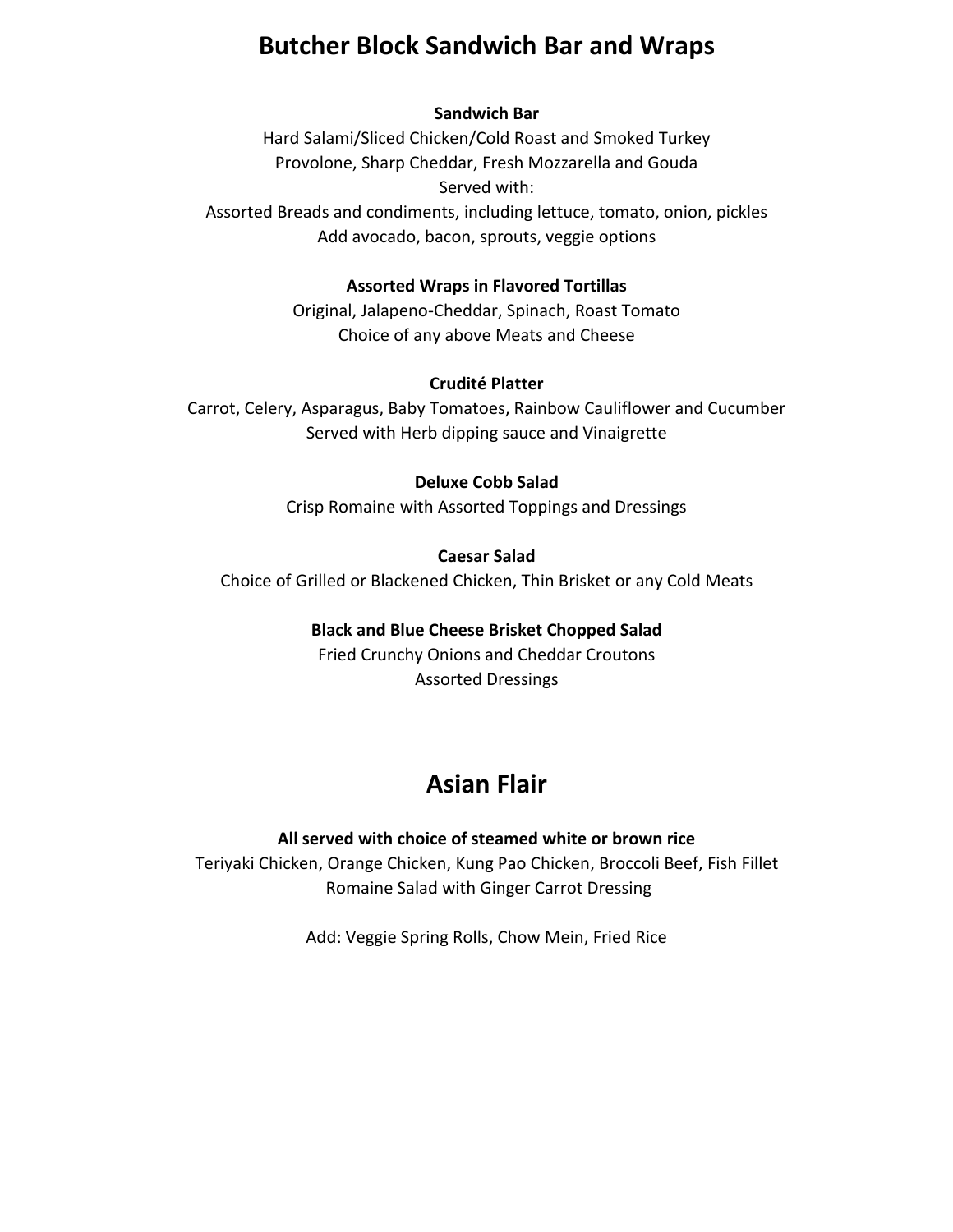# Butcher Block Sandwich Bar and Wraps

**Sandwich Bar**

Hard Salami/Sliced Chicken/Cold Roast and Smoked Turkey
Provolone, Sharp Cheddar, Fresh Mozzarella and Gouda
Served with:
Assorted Breads and condiments, including lettuce, tomato, onion, pickles
Add avocado, bacon, sprouts, veggie options

**Assorted Wraps in Flavored Tortillas**

Original, Jalapeno-Cheddar, Spinach, Roast Tomato
Choice of any above Meats and Cheese

**Crudité Platter**

Carrot, Celery, Asparagus, Baby Tomatoes, Rainbow Cauliflower and Cucumber
Served with Herb dipping sauce and Vinaigrette

**Deluxe Cobb Salad**

Crisp Romaine with Assorted Toppings and Dressings

**Caesar Salad**

Choice of Grilled or Blackened Chicken, Thin Brisket or any Cold Meats

**Black and Blue Cheese Brisket Chopped Salad**

Fried Crunchy Onions and Cheddar Croutons
Assorted Dressings

# Asian Flair

**All served with choice of steamed white or brown rice**

Teriyaki Chicken, Orange Chicken, Kung Pao Chicken, Broccoli Beef, Fish Fillet
Romaine Salad with Ginger Carrot Dressing

Add: Veggie Spring Rolls, Chow Mein, Fried Rice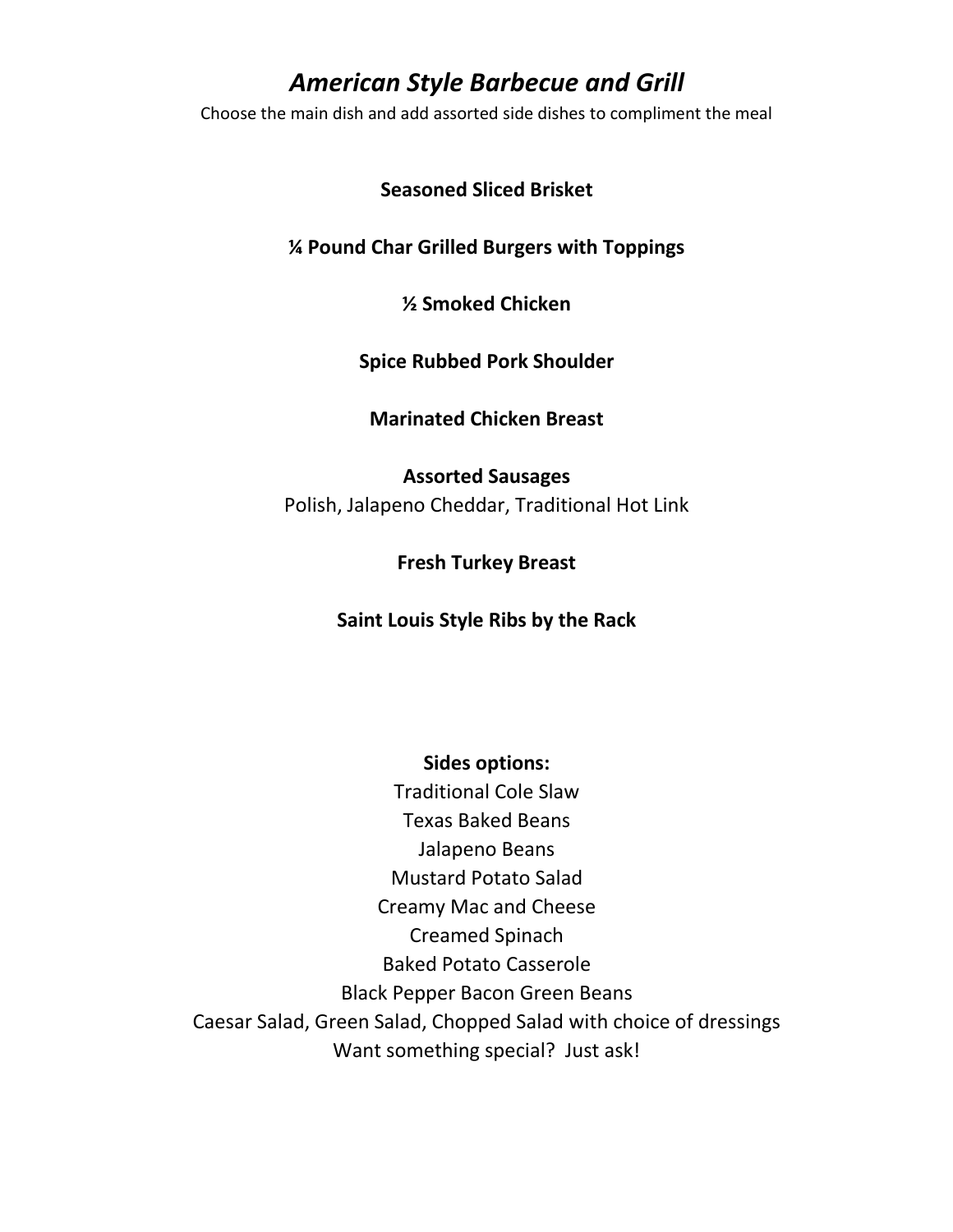# *American Style Barbecue and Grill*

Choose the main dish and add assorted side dishes to compliment the meal

**Seasoned Sliced Brisket**

**¼ Pound Char Grilled Burgers with Toppings**

**½ Smoked Chicken**

**Spice Rubbed Pork Shoulder**

**Marinated Chicken Breast**

**Assorted Sausages**
Polish, Jalapeno Cheddar, Traditional Hot Link

**Fresh Turkey Breast**

**Saint Louis Style Ribs by the Rack**

**Sides options:**

Traditional Cole Slaw
Texas Baked Beans
Jalapeno Beans
Mustard Potato Salad
Creamy Mac and Cheese
Creamed Spinach
Baked Potato Casserole
Black Pepper Bacon Green Beans
Caesar Salad, Green Salad, Chopped Salad with choice of dressings
Want something special? Just ask!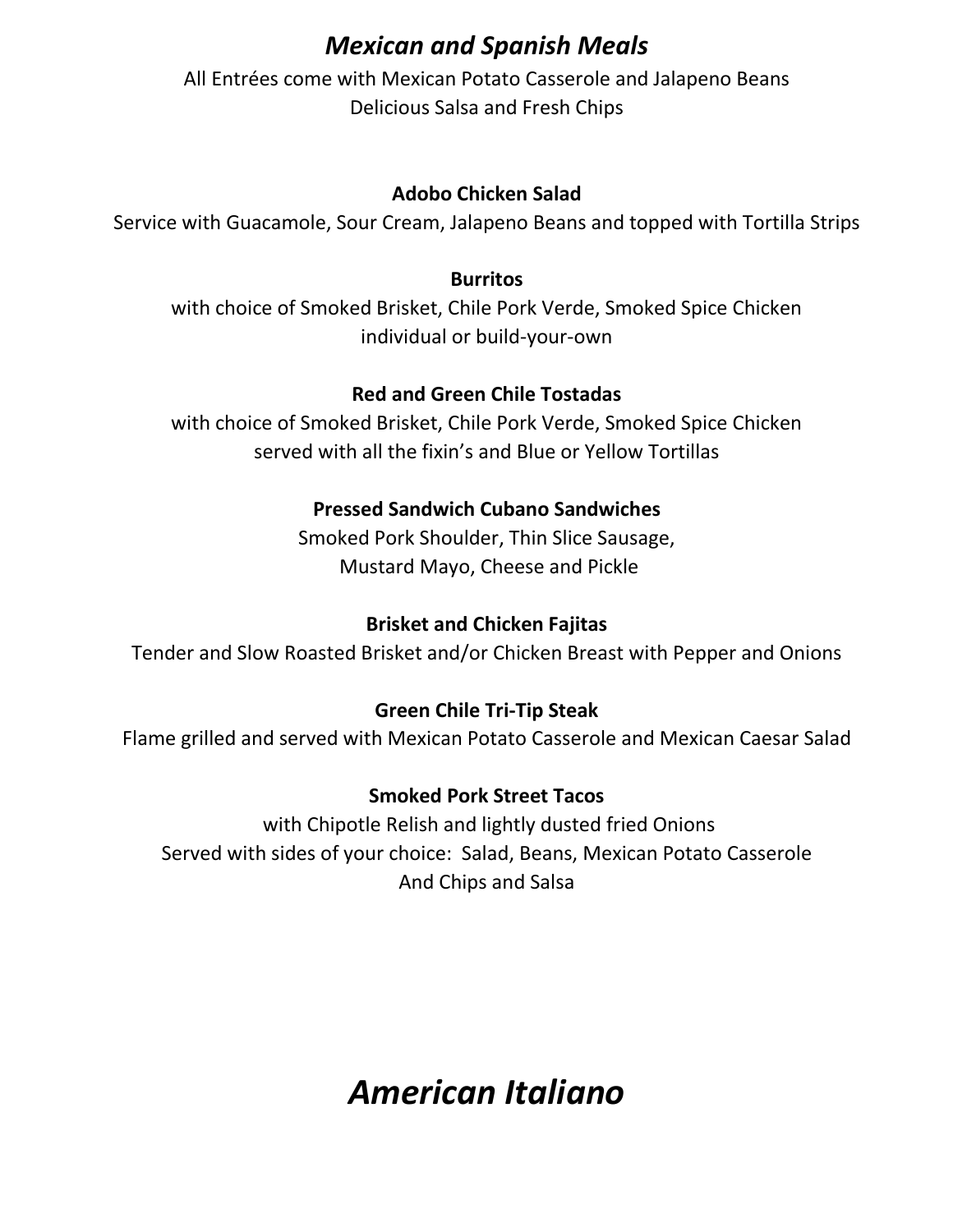## *Mexican and Spanish Meals*

All Entrées come with Mexican Potato Casserole and Jalapeno Beans
Delicious Salsa and Fresh Chips

**Adobo Chicken Salad**
Service with Guacamole, Sour Cream, Jalapeno Beans and topped with Tortilla Strips

**Burritos**
with choice of Smoked Brisket, Chile Pork Verde, Smoked Spice Chicken
individual or build-your-own

**Red and Green Chile Tostadas**
with choice of Smoked Brisket, Chile Pork Verde, Smoked Spice Chicken
served with all the fixin's and Blue or Yellow Tortillas

**Pressed Sandwich Cubano Sandwiches**
Smoked Pork Shoulder, Thin Slice Sausage,
Mustard Mayo, Cheese and Pickle

**Brisket and Chicken Fajitas**
Tender and Slow Roasted Brisket and/or Chicken Breast with Pepper and Onions

**Green Chile Tri-Tip Steak**
Flame grilled and served with Mexican Potato Casserole and Mexican Caesar Salad

**Smoked Pork Street Tacos**
with Chipotle Relish and lightly dusted fried Onions
Served with sides of your choice: Salad, Beans, Mexican Potato Casserole
And Chips and Salsa

# *American Italiano*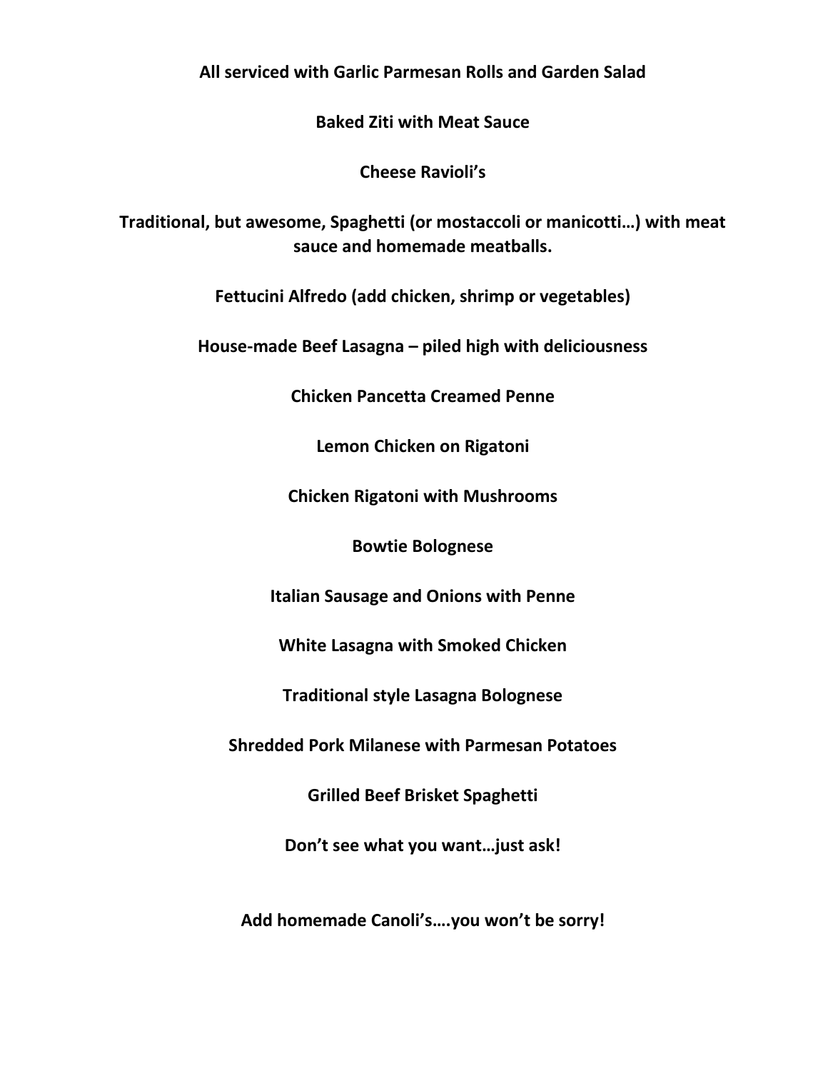**All serviced with Garlic Parmesan Rolls and Garden Salad**

**Baked Ziti with Meat Sauce**

**Cheese Ravioli's**

**Traditional, but awesome, Spaghetti (or mostaccoli or manicotti…) with meat sauce and homemade meatballs.**

**Fettucini Alfredo (add chicken, shrimp or vegetables)**

**House-made Beef Lasagna – piled high with deliciousness**

**Chicken Pancetta Creamed Penne**

**Lemon Chicken on Rigatoni**

**Chicken Rigatoni with Mushrooms**

**Bowtie Bolognese**

**Italian Sausage and Onions with Penne**

**White Lasagna with Smoked Chicken**

**Traditional style Lasagna Bolognese**

**Shredded Pork Milanese with Parmesan Potatoes**

**Grilled Beef Brisket Spaghetti**

**Don't see what you want…just ask!**

**Add homemade Canoli's….you won't be sorry!**